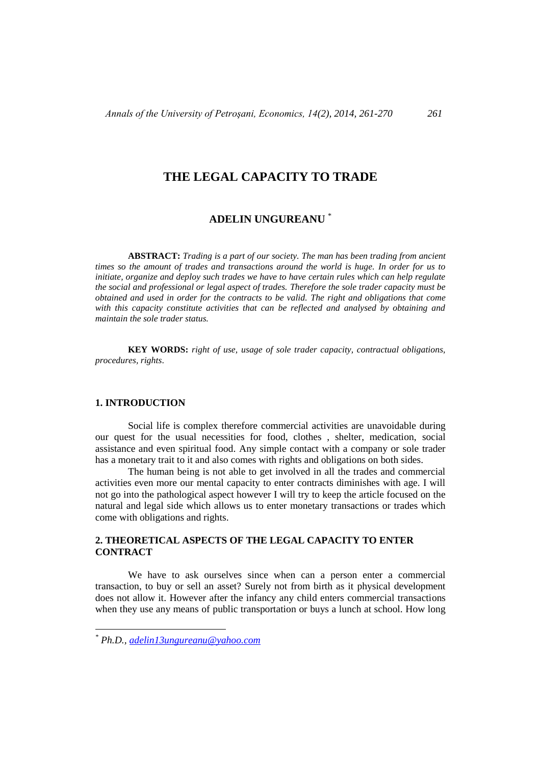# THE LEGAL CAPACITY TO TRADE

## ADELIN UNGUREANU [*]

**ABSTRACT:** *Trading is a part of our society. The man has been trading from ancient times so the amount of trades and transactions around the world is huge. In order for us to initiate, organize and deploy such trades we have to have certain rules which can help regulate the social and professional or legal aspect of trades. Therefore the sole trader capacity must be obtained and used in order for the contracts to be valid. The right and obligations that come with this capacity constitute activities that can be reflected and analysed by obtaining and maintain the sole trader status.*

**KEY WORDS:** *right of use, usage of sole trader capacity, contractual obligations, procedures, rights*.

## 1. INTRODUCTION

Social life is complex therefore commercial activities are unavoidable during our quest for the usual necessities for food, clothes , shelter, medication, social assistance and even spiritual food. Any simple contact with a company or sole trader has a monetary trait to it and also comes with rights and obligations on both sides.

The human being is not able to get involved in all the trades and commercial activities even more our mental capacity to enter contracts diminishes with age. I will not go into the pathological aspect however I will try to keep the article focused on the natural and legal side which allows us to enter monetary transactions or trades which come with obligations and rights.

## 2. THEORETICAL ASPECTS OF THE LEGAL CAPACITY TO ENTER CONTRACT

We have to ask ourselves since when can a person enter a commercial transaction, to buy or sell an asset? Surely not from birth as it physical development does not allow it. However after the infancy any child enters commercial transactions when they use any means of public transportation or buys a lunch at school. How long

---

[*] *Ph.D., adelin13ungureanu@yahoo.com*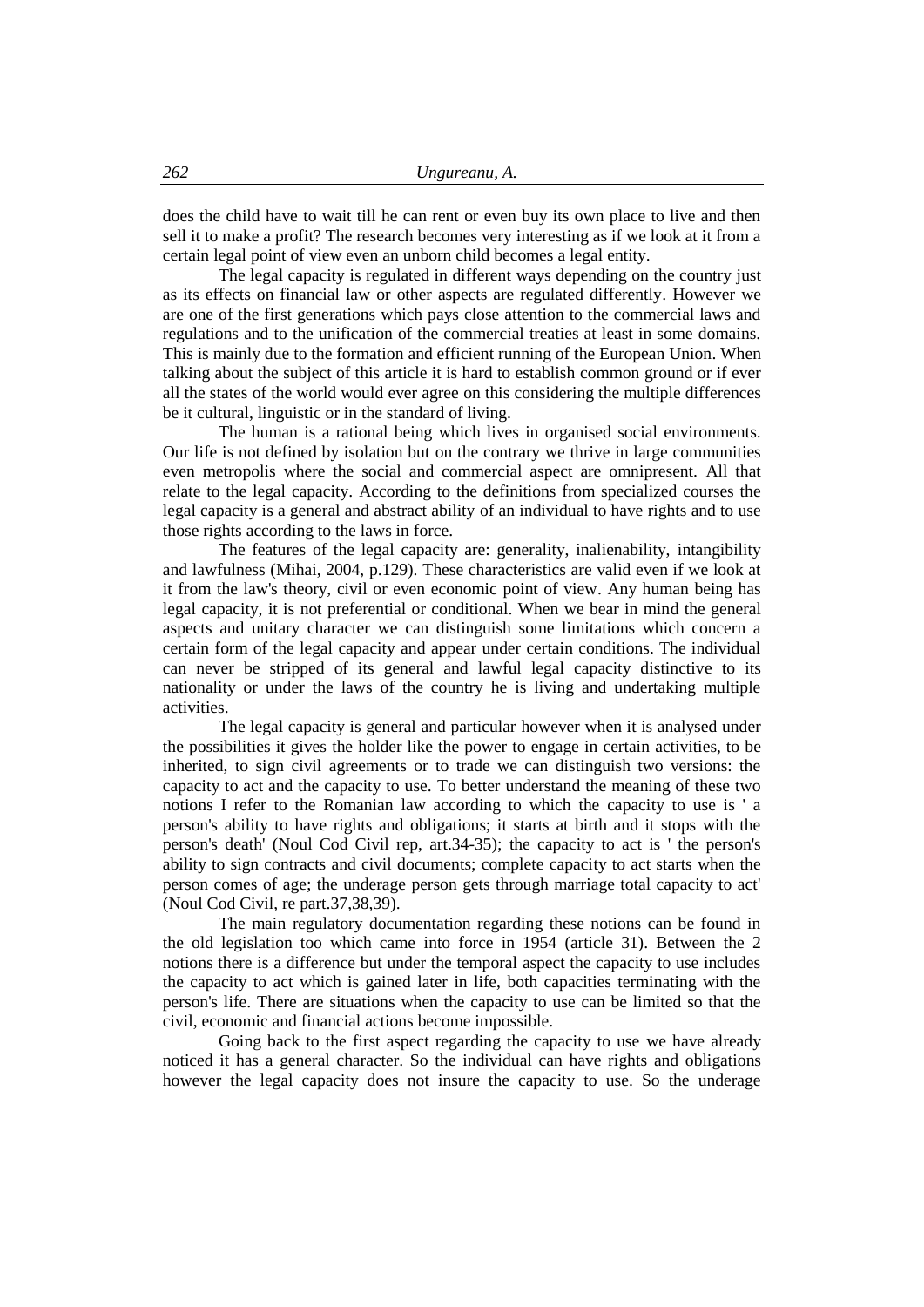does the child have to wait till he can rent or even buy its own place to live and then sell it to make a profit? The research becomes very interesting as if we look at it from a certain legal point of view even an unborn child becomes a legal entity.

The legal capacity is regulated in different ways depending on the country just as its effects on financial law or other aspects are regulated differently. However we are one of the first generations which pays close attention to the commercial laws and regulations and to the unification of the commercial treaties at least in some domains. This is mainly due to the formation and efficient running of the European Union. When talking about the subject of this article it is hard to establish common ground or if ever all the states of the world would ever agree on this considering the multiple differences be it cultural, linguistic or in the standard of living.

The human is a rational being which lives in organised social environments. Our life is not defined by isolation but on the contrary we thrive in large communities even metropolis where the social and commercial aspect are omnipresent. All that relate to the legal capacity. According to the definitions from specialized courses the legal capacity is a general and abstract ability of an individual to have rights and to use those rights according to the laws in force.

The features of the legal capacity are: generality, inalienability, intangibility and lawfulness (Mihai, 2004, p.129). These characteristics are valid even if we look at it from the law's theory, civil or even economic point of view. Any human being has legal capacity, it is not preferential or conditional. When we bear in mind the general aspects and unitary character we can distinguish some limitations which concern a certain form of the legal capacity and appear under certain conditions. The individual can never be stripped of its general and lawful legal capacity distinctive to its nationality or under the laws of the country he is living and undertaking multiple activities.

The legal capacity is general and particular however when it is analysed under the possibilities it gives the holder like the power to engage in certain activities, to be inherited, to sign civil agreements or to trade we can distinguish two versions: the capacity to act and the capacity to use. To better understand the meaning of these two notions I refer to the Romanian law according to which the capacity to use is ' a person's ability to have rights and obligations; it starts at birth and it stops with the person's death' (Noul Cod Civil rep, art.34-35); the capacity to act is ' the person's ability to sign contracts and civil documents; complete capacity to act starts when the person comes of age; the underage person gets through marriage total capacity to act' (Noul Cod Civil, re part.37,38,39).

The main regulatory documentation regarding these notions can be found in the old legislation too which came into force in 1954 (article 31). Between the 2 notions there is a difference but under the temporal aspect the capacity to use includes the capacity to act which is gained later in life, both capacities terminating with the person's life. There are situations when the capacity to use can be limited so that the civil, economic and financial actions become impossible.

Going back to the first aspect regarding the capacity to use we have already noticed it has a general character. So the individual can have rights and obligations however the legal capacity does not insure the capacity to use. So the underage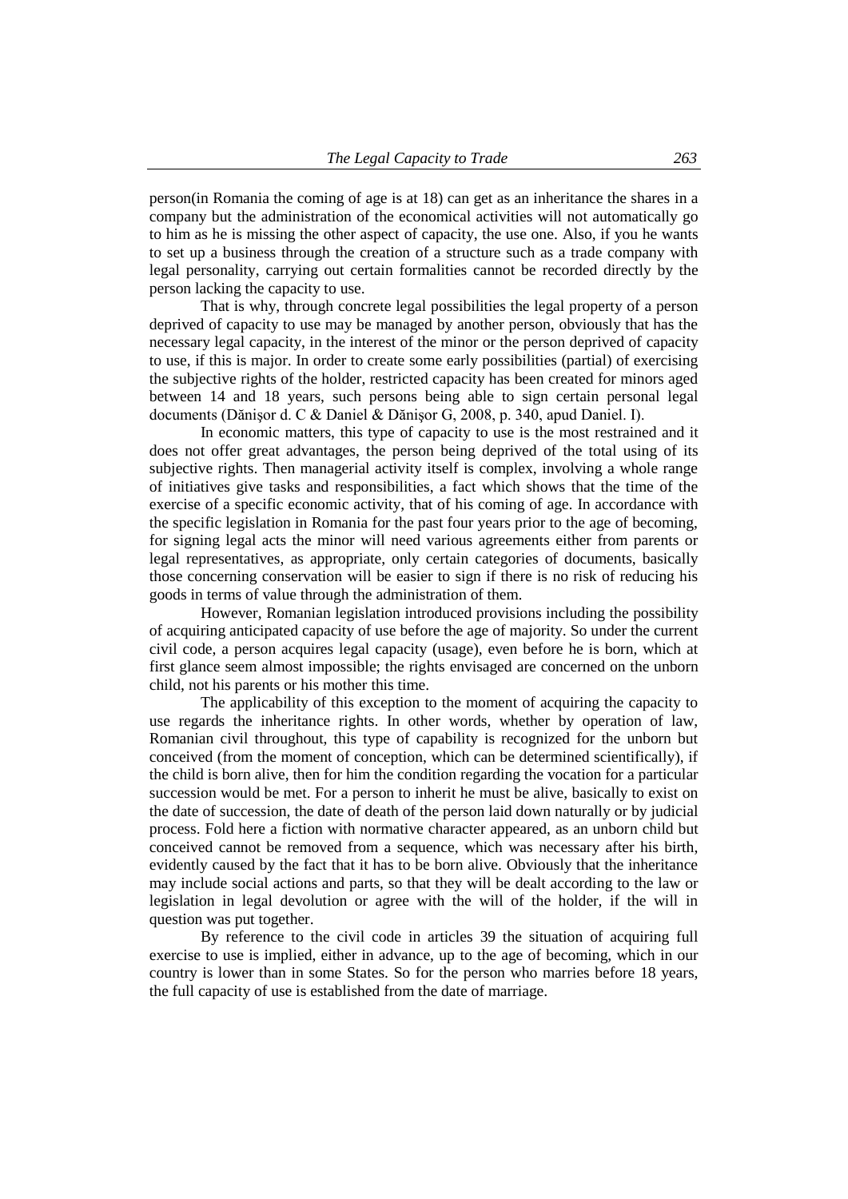person(in Romania the coming of age is at 18) can get as an inheritance the shares in a company but the administration of the economical activities will not automatically go to him as he is missing the other aspect of capacity, the use one. Also, if you he wants to set up a business through the creation of a structure such as a trade company with legal personality, carrying out certain formalities cannot be recorded directly by the person lacking the capacity to use.

That is why, through concrete legal possibilities the legal property of a person deprived of capacity to use may be managed by another person, obviously that has the necessary legal capacity, in the interest of the minor or the person deprived of capacity to use, if this is major. In order to create some early possibilities (partial) of exercising the subjective rights of the holder, restricted capacity has been created for minors aged between 14 and 18 years, such persons being able to sign certain personal legal documents (Dănişor d. C & Daniel & Dănişor G, 2008, p. 340, apud Daniel. I).

In economic matters, this type of capacity to use is the most restrained and it does not offer great advantages, the person being deprived of the total using of its subjective rights. Then managerial activity itself is complex, involving a whole range of initiatives give tasks and responsibilities, a fact which shows that the time of the exercise of a specific economic activity, that of his coming of age. In accordance with the specific legislation in Romania for the past four years prior to the age of becoming, for signing legal acts the minor will need various agreements either from parents or legal representatives, as appropriate, only certain categories of documents, basically those concerning conservation will be easier to sign if there is no risk of reducing his goods in terms of value through the administration of them.

However, Romanian legislation introduced provisions including the possibility of acquiring anticipated capacity of use before the age of majority. So under the current civil code, a person acquires legal capacity (usage), even before he is born, which at first glance seem almost impossible; the rights envisaged are concerned on the unborn child, not his parents or his mother this time.

The applicability of this exception to the moment of acquiring the capacity to use regards the inheritance rights. In other words, whether by operation of law, Romanian civil throughout, this type of capability is recognized for the unborn but conceived (from the moment of conception, which can be determined scientifically), if the child is born alive, then for him the condition regarding the vocation for a particular succession would be met. For a person to inherit he must be alive, basically to exist on the date of succession, the date of death of the person laid down naturally or by judicial process. Fold here a fiction with normative character appeared, as an unborn child but conceived cannot be removed from a sequence, which was necessary after his birth, evidently caused by the fact that it has to be born alive. Obviously that the inheritance may include social actions and parts, so that they will be dealt according to the law or legislation in legal devolution or agree with the will of the holder, if the will in question was put together.

By reference to the civil code in articles 39 the situation of acquiring full exercise to use is implied, either in advance, up to the age of becoming, which in our country is lower than in some States. So for the person who marries before 18 years, the full capacity of use is established from the date of marriage.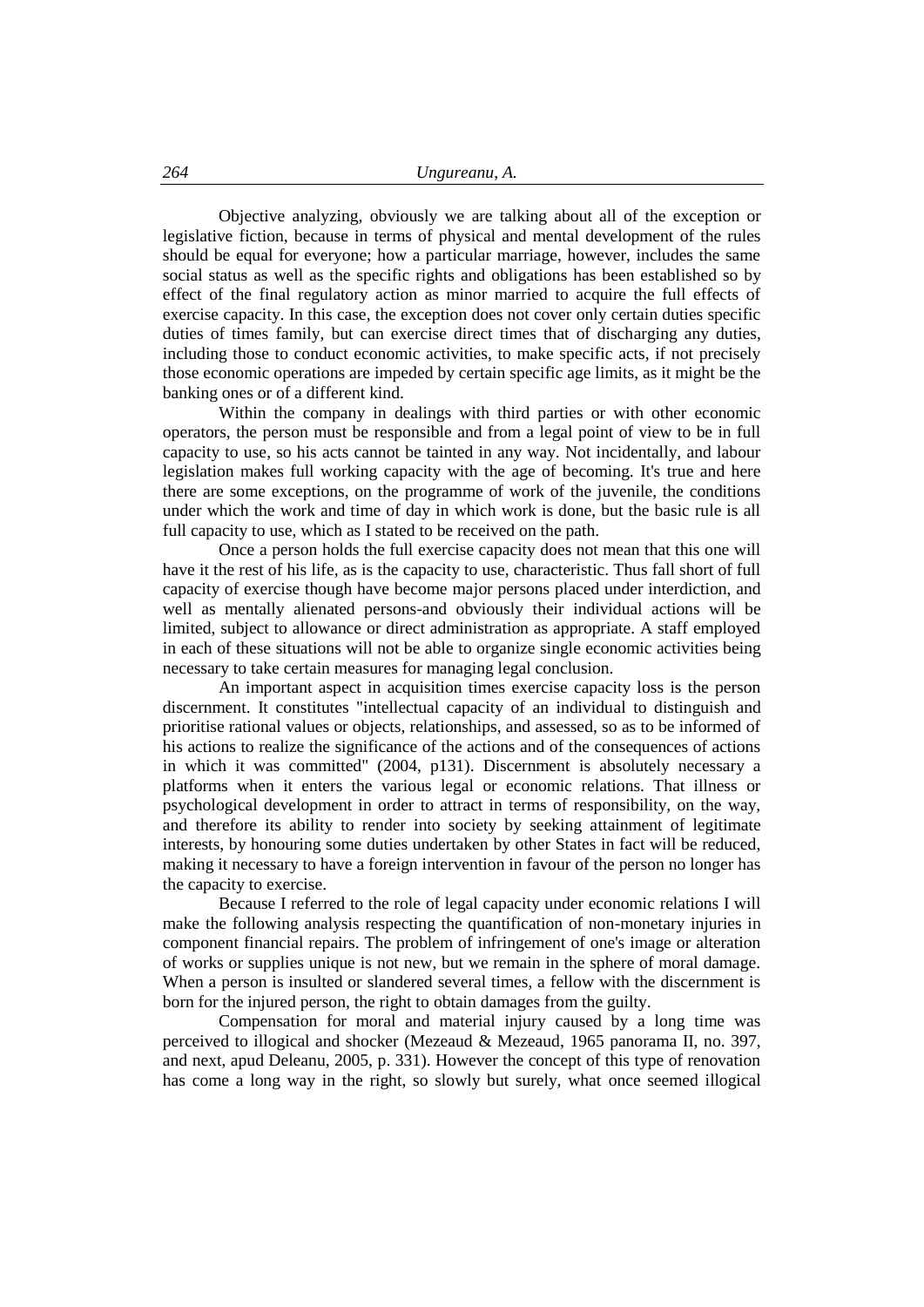Objective analyzing, obviously we are talking about all of the exception or legislative fiction, because in terms of physical and mental development of the rules should be equal for everyone; how a particular marriage, however, includes the same social status as well as the specific rights and obligations has been established so by effect of the final regulatory action as minor married to acquire the full effects of exercise capacity. In this case, the exception does not cover only certain duties specific duties of times family, but can exercise direct times that of discharging any duties, including those to conduct economic activities, to make specific acts, if not precisely those economic operations are impeded by certain specific age limits, as it might be the banking ones or of a different kind.

Within the company in dealings with third parties or with other economic operators, the person must be responsible and from a legal point of view to be in full capacity to use, so his acts cannot be tainted in any way. Not incidentally, and labour legislation makes full working capacity with the age of becoming. It's true and here there are some exceptions, on the programme of work of the juvenile, the conditions under which the work and time of day in which work is done, but the basic rule is all full capacity to use, which as I stated to be received on the path.

Once a person holds the full exercise capacity does not mean that this one will have it the rest of his life, as is the capacity to use, characteristic. Thus fall short of full capacity of exercise though have become major persons placed under interdiction, and well as mentally alienated persons-and obviously their individual actions will be limited, subject to allowance or direct administration as appropriate. A staff employed in each of these situations will not be able to organize single economic activities being necessary to take certain measures for managing legal conclusion.

An important aspect in acquisition times exercise capacity loss is the person discernment. It constitutes "intellectual capacity of an individual to distinguish and prioritise rational values or objects, relationships, and assessed, so as to be informed of his actions to realize the significance of the actions and of the consequences of actions in which it was committed" (2004, p131). Discernment is absolutely necessary a platforms when it enters the various legal or economic relations. That illness or psychological development in order to attract in terms of responsibility, on the way, and therefore its ability to render into society by seeking attainment of legitimate interests, by honouring some duties undertaken by other States in fact will be reduced, making it necessary to have a foreign intervention in favour of the person no longer has the capacity to exercise.

Because I referred to the role of legal capacity under economic relations I will make the following analysis respecting the quantification of non-monetary injuries in component financial repairs. The problem of infringement of one's image or alteration of works or supplies unique is not new, but we remain in the sphere of moral damage. When a person is insulted or slandered several times, a fellow with the discernment is born for the injured person, the right to obtain damages from the guilty.

Compensation for moral and material injury caused by a long time was perceived to illogical and shocker (Mezeaud & Mezeaud, 1965 panorama II, no. 397, and next, apud Deleanu, 2005, p. 331). However the concept of this type of renovation has come a long way in the right, so slowly but surely, what once seemed illogical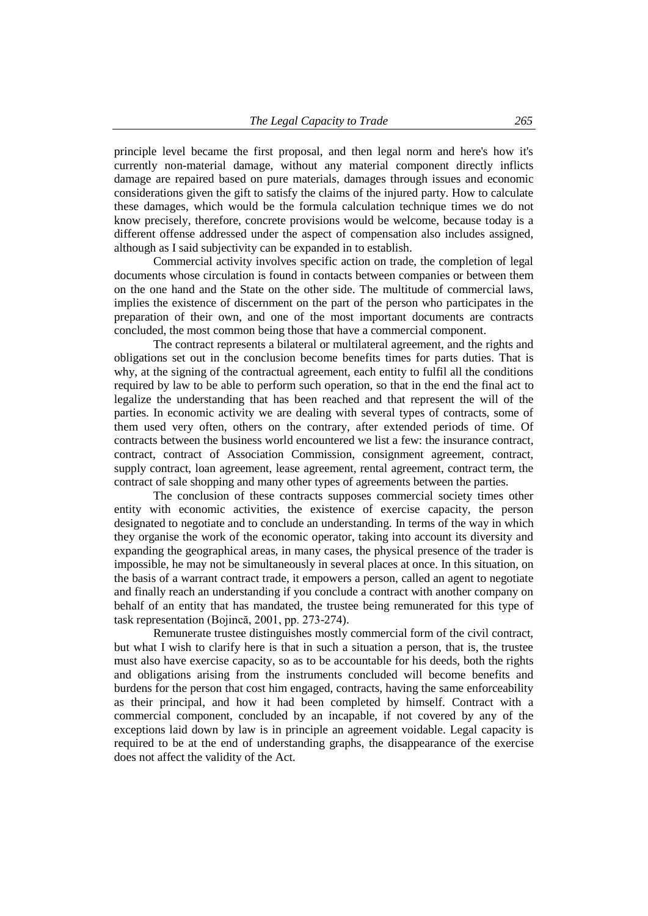principle level became the first proposal, and then legal norm and here's how it's currently non-material damage, without any material component directly inflicts damage are repaired based on pure materials, damages through issues and economic considerations given the gift to satisfy the claims of the injured party. How to calculate these damages, which would be the formula calculation technique times we do not know precisely, therefore, concrete provisions would be welcome, because today is a different offense addressed under the aspect of compensation also includes assigned, although as I said subjectivity can be expanded in to establish.

Commercial activity involves specific action on trade, the completion of legal documents whose circulation is found in contacts between companies or between them on the one hand and the State on the other side. The multitude of commercial laws, implies the existence of discernment on the part of the person who participates in the preparation of their own, and one of the most important documents are contracts concluded, the most common being those that have a commercial component.

The contract represents a bilateral or multilateral agreement, and the rights and obligations set out in the conclusion become benefits times for parts duties. That is why, at the signing of the contractual agreement, each entity to fulfil all the conditions required by law to be able to perform such operation, so that in the end the final act to legalize the understanding that has been reached and that represent the will of the parties. In economic activity we are dealing with several types of contracts, some of them used very often, others on the contrary, after extended periods of time. Of contracts between the business world encountered we list a few: the insurance contract, contract, contract of Association Commission, consignment agreement, contract, supply contract, loan agreement, lease agreement, rental agreement, contract term, the contract of sale shopping and many other types of agreements between the parties.

The conclusion of these contracts supposes commercial society times other entity with economic activities, the existence of exercise capacity, the person designated to negotiate and to conclude an understanding. In terms of the way in which they organise the work of the economic operator, taking into account its diversity and expanding the geographical areas, in many cases, the physical presence of the trader is impossible, he may not be simultaneously in several places at once. In this situation, on the basis of a warrant contract trade, it empowers a person, called an agent to negotiate and finally reach an understanding if you conclude a contract with another company on behalf of an entity that has mandated, the trustee being remunerated for this type of task representation (Bojincă, 2001, pp. 273-274).

Remunerate trustee distinguishes mostly commercial form of the civil contract, but what I wish to clarify here is that in such a situation a person, that is, the trustee must also have exercise capacity, so as to be accountable for his deeds, both the rights and obligations arising from the instruments concluded will become benefits and burdens for the person that cost him engaged, contracts, having the same enforceability as their principal, and how it had been completed by himself. Contract with a commercial component, concluded by an incapable, if not covered by any of the exceptions laid down by law is in principle an agreement voidable. Legal capacity is required to be at the end of understanding graphs, the disappearance of the exercise does not affect the validity of the Act.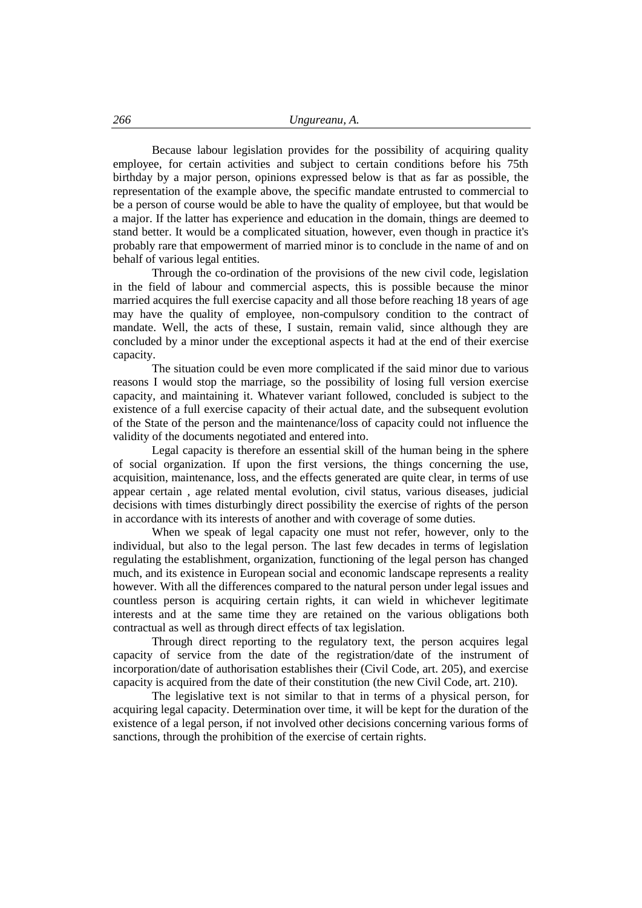Because labour legislation provides for the possibility of acquiring quality employee, for certain activities and subject to certain conditions before his 75th birthday by a major person, opinions expressed below is that as far as possible, the representation of the example above, the specific mandate entrusted to commercial to be a person of course would be able to have the quality of employee, but that would be a major. If the latter has experience and education in the domain, things are deemed to stand better. It would be a complicated situation, however, even though in practice it's probably rare that empowerment of married minor is to conclude in the name of and on behalf of various legal entities.

Through the co-ordination of the provisions of the new civil code, legislation in the field of labour and commercial aspects, this is possible because the minor married acquires the full exercise capacity and all those before reaching 18 years of age may have the quality of employee, non-compulsory condition to the contract of mandate. Well, the acts of these, I sustain, remain valid, since although they are concluded by a minor under the exceptional aspects it had at the end of their exercise capacity.

The situation could be even more complicated if the said minor due to various reasons I would stop the marriage, so the possibility of losing full version exercise capacity, and maintaining it. Whatever variant followed, concluded is subject to the existence of a full exercise capacity of their actual date, and the subsequent evolution of the State of the person and the maintenance/loss of capacity could not influence the validity of the documents negotiated and entered into.

Legal capacity is therefore an essential skill of the human being in the sphere of social organization. If upon the first versions, the things concerning the use, acquisition, maintenance, loss, and the effects generated are quite clear, in terms of use appear certain , age related mental evolution, civil status, various diseases, judicial decisions with times disturbingly direct possibility the exercise of rights of the person in accordance with its interests of another and with coverage of some duties.

When we speak of legal capacity one must not refer, however, only to the individual, but also to the legal person. The last few decades in terms of legislation regulating the establishment, organization, functioning of the legal person has changed much, and its existence in European social and economic landscape represents a reality however. With all the differences compared to the natural person under legal issues and countless person is acquiring certain rights, it can wield in whichever legitimate interests and at the same time they are retained on the various obligations both contractual as well as through direct effects of tax legislation.

Through direct reporting to the regulatory text, the person acquires legal capacity of service from the date of the registration/date of the instrument of incorporation/date of authorisation establishes their (Civil Code, art. 205), and exercise capacity is acquired from the date of their constitution (the new Civil Code, art. 210).

The legislative text is not similar to that in terms of a physical person, for acquiring legal capacity. Determination over time, it will be kept for the duration of the existence of a legal person, if not involved other decisions concerning various forms of sanctions, through the prohibition of the exercise of certain rights.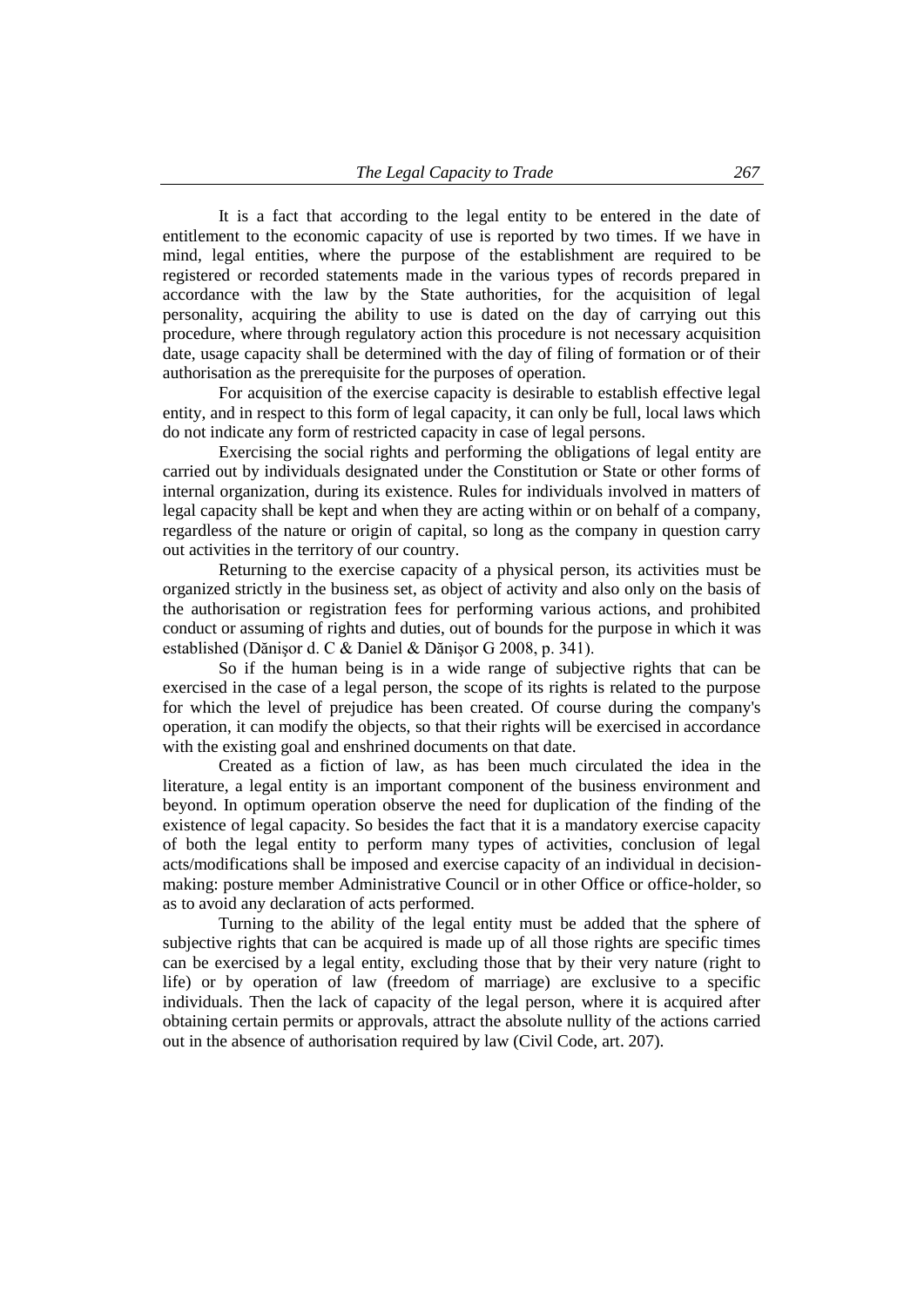It is a fact that according to the legal entity to be entered in the date of entitlement to the economic capacity of use is reported by two times. If we have in mind, legal entities, where the purpose of the establishment are required to be registered or recorded statements made in the various types of records prepared in accordance with the law by the State authorities, for the acquisition of legal personality, acquiring the ability to use is dated on the day of carrying out this procedure, where through regulatory action this procedure is not necessary acquisition date, usage capacity shall be determined with the day of filing of formation or of their authorisation as the prerequisite for the purposes of operation.

For acquisition of the exercise capacity is desirable to establish effective legal entity, and in respect to this form of legal capacity, it can only be full, local laws which do not indicate any form of restricted capacity in case of legal persons.

Exercising the social rights and performing the obligations of legal entity are carried out by individuals designated under the Constitution or State or other forms of internal organization, during its existence. Rules for individuals involved in matters of legal capacity shall be kept and when they are acting within or on behalf of a company, regardless of the nature or origin of capital, so long as the company in question carry out activities in the territory of our country.

Returning to the exercise capacity of a physical person, its activities must be organized strictly in the business set, as object of activity and also only on the basis of the authorisation or registration fees for performing various actions, and prohibited conduct or assuming of rights and duties, out of bounds for the purpose in which it was established (Dănişor d. C & Daniel & Dănişor G 2008, p. 341).

So if the human being is in a wide range of subjective rights that can be exercised in the case of a legal person, the scope of its rights is related to the purpose for which the level of prejudice has been created. Of course during the company's operation, it can modify the objects, so that their rights will be exercised in accordance with the existing goal and enshrined documents on that date.

Created as a fiction of law, as has been much circulated the idea in the literature, a legal entity is an important component of the business environment and beyond. In optimum operation observe the need for duplication of the finding of the existence of legal capacity. So besides the fact that it is a mandatory exercise capacity of both the legal entity to perform many types of activities, conclusion of legal acts/modifications shall be imposed and exercise capacity of an individual in decision-making: posture member Administrative Council or in other Office or office-holder, so as to avoid any declaration of acts performed.

Turning to the ability of the legal entity must be added that the sphere of subjective rights that can be acquired is made up of all those rights are specific times can be exercised by a legal entity, excluding those that by their very nature (right to life) or by operation of law (freedom of marriage) are exclusive to a specific individuals. Then the lack of capacity of the legal person, where it is acquired after obtaining certain permits or approvals, attract the absolute nullity of the actions carried out in the absence of authorisation required by law (Civil Code, art. 207).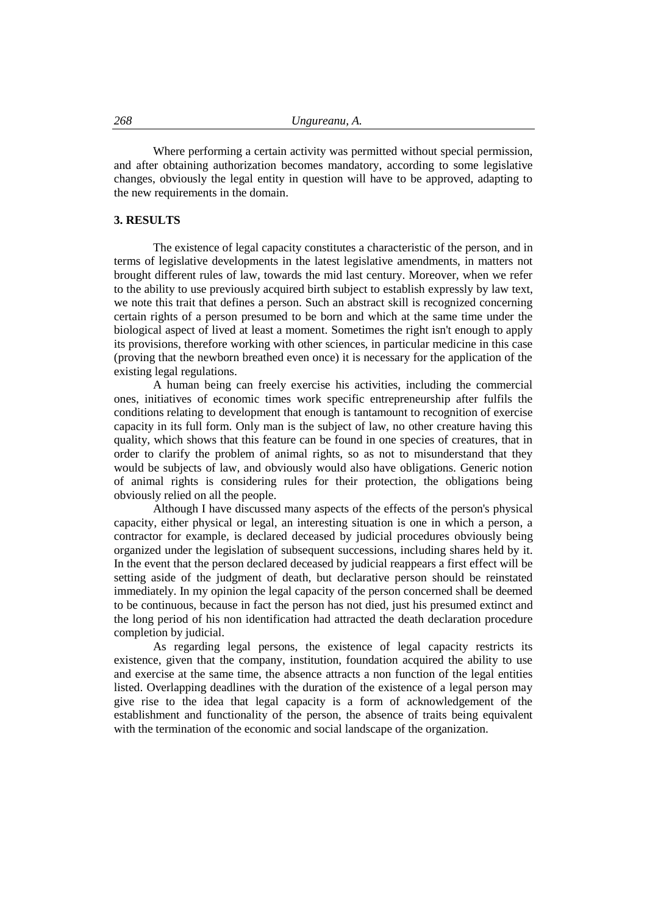Where performing a certain activity was permitted without special permission, and after obtaining authorization becomes mandatory, according to some legislative changes, obviously the legal entity in question will have to be approved, adapting to the new requirements in the domain.

## 3. RESULTS

The existence of legal capacity constitutes a characteristic of the person, and in terms of legislative developments in the latest legislative amendments, in matters not brought different rules of law, towards the mid last century. Moreover, when we refer to the ability to use previously acquired birth subject to establish expressly by law text, we note this trait that defines a person. Such an abstract skill is recognized concerning certain rights of a person presumed to be born and which at the same time under the biological aspect of lived at least a moment. Sometimes the right isn't enough to apply its provisions, therefore working with other sciences, in particular medicine in this case (proving that the newborn breathed even once) it is necessary for the application of the existing legal regulations.

A human being can freely exercise his activities, including the commercial ones, initiatives of economic times work specific entrepreneurship after fulfils the conditions relating to development that enough is tantamount to recognition of exercise capacity in its full form. Only man is the subject of law, no other creature having this quality, which shows that this feature can be found in one species of creatures, that in order to clarify the problem of animal rights, so as not to misunderstand that they would be subjects of law, and obviously would also have obligations. Generic notion of animal rights is considering rules for their protection, the obligations being obviously relied on all the people.

Although I have discussed many aspects of the effects of the person's physical capacity, either physical or legal, an interesting situation is one in which a person, a contractor for example, is declared deceased by judicial procedures obviously being organized under the legislation of subsequent successions, including shares held by it. In the event that the person declared deceased by judicial reappears a first effect will be setting aside of the judgment of death, but declarative person should be reinstated immediately. In my opinion the legal capacity of the person concerned shall be deemed to be continuous, because in fact the person has not died, just his presumed extinct and the long period of his non identification had attracted the death declaration procedure completion by judicial.

As regarding legal persons, the existence of legal capacity restricts its existence, given that the company, institution, foundation acquired the ability to use and exercise at the same time, the absence attracts a non function of the legal entities listed. Overlapping deadlines with the duration of the existence of a legal person may give rise to the idea that legal capacity is a form of acknowledgement of the establishment and functionality of the person, the absence of traits being equivalent with the termination of the economic and social landscape of the organization.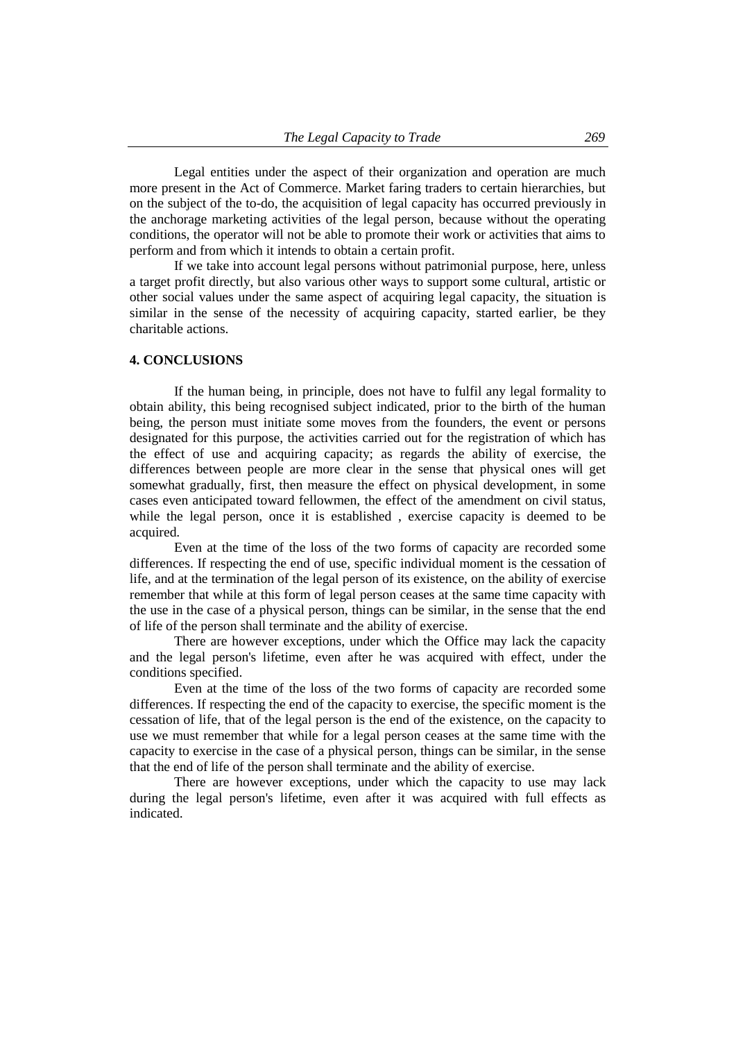Legal entities under the aspect of their organization and operation are much more present in the Act of Commerce. Market faring traders to certain hierarchies, but on the subject of the to-do, the acquisition of legal capacity has occurred previously in the anchorage marketing activities of the legal person, because without the operating conditions, the operator will not be able to promote their work or activities that aims to perform and from which it intends to obtain a certain profit.

If we take into account legal persons without patrimonial purpose, here, unless a target profit directly, but also various other ways to support some cultural, artistic or other social values under the same aspect of acquiring legal capacity, the situation is similar in the sense of the necessity of acquiring capacity, started earlier, be they charitable actions.

**4. CONCLUSIONS**

If the human being, in principle, does not have to fulfil any legal formality to obtain ability, this being recognised subject indicated, prior to the birth of the human being, the person must initiate some moves from the founders, the event or persons designated for this purpose, the activities carried out for the registration of which has the effect of use and acquiring capacity; as regards the ability of exercise, the differences between people are more clear in the sense that physical ones will get somewhat gradually, first, then measure the effect on physical development, in some cases even anticipated toward fellowmen, the effect of the amendment on civil status, while the legal person, once it is established , exercise capacity is deemed to be acquired.

Even at the time of the loss of the two forms of capacity are recorded some differences. If respecting the end of use, specific individual moment is the cessation of life, and at the termination of the legal person of its existence, on the ability of exercise remember that while at this form of legal person ceases at the same time capacity with the use in the case of a physical person, things can be similar, in the sense that the end of life of the person shall terminate and the ability of exercise.

There are however exceptions, under which the Office may lack the capacity and the legal person's lifetime, even after he was acquired with effect, under the conditions specified.

Even at the time of the loss of the two forms of capacity are recorded some differences. If respecting the end of the capacity to exercise, the specific moment is the cessation of life, that of the legal person is the end of the existence, on the capacity to use we must remember that while for a legal person ceases at the same time with the capacity to exercise in the case of a physical person, things can be similar, in the sense that the end of life of the person shall terminate and the ability of exercise.

There are however exceptions, under which the capacity to use may lack during the legal person's lifetime, even after it was acquired with full effects as indicated.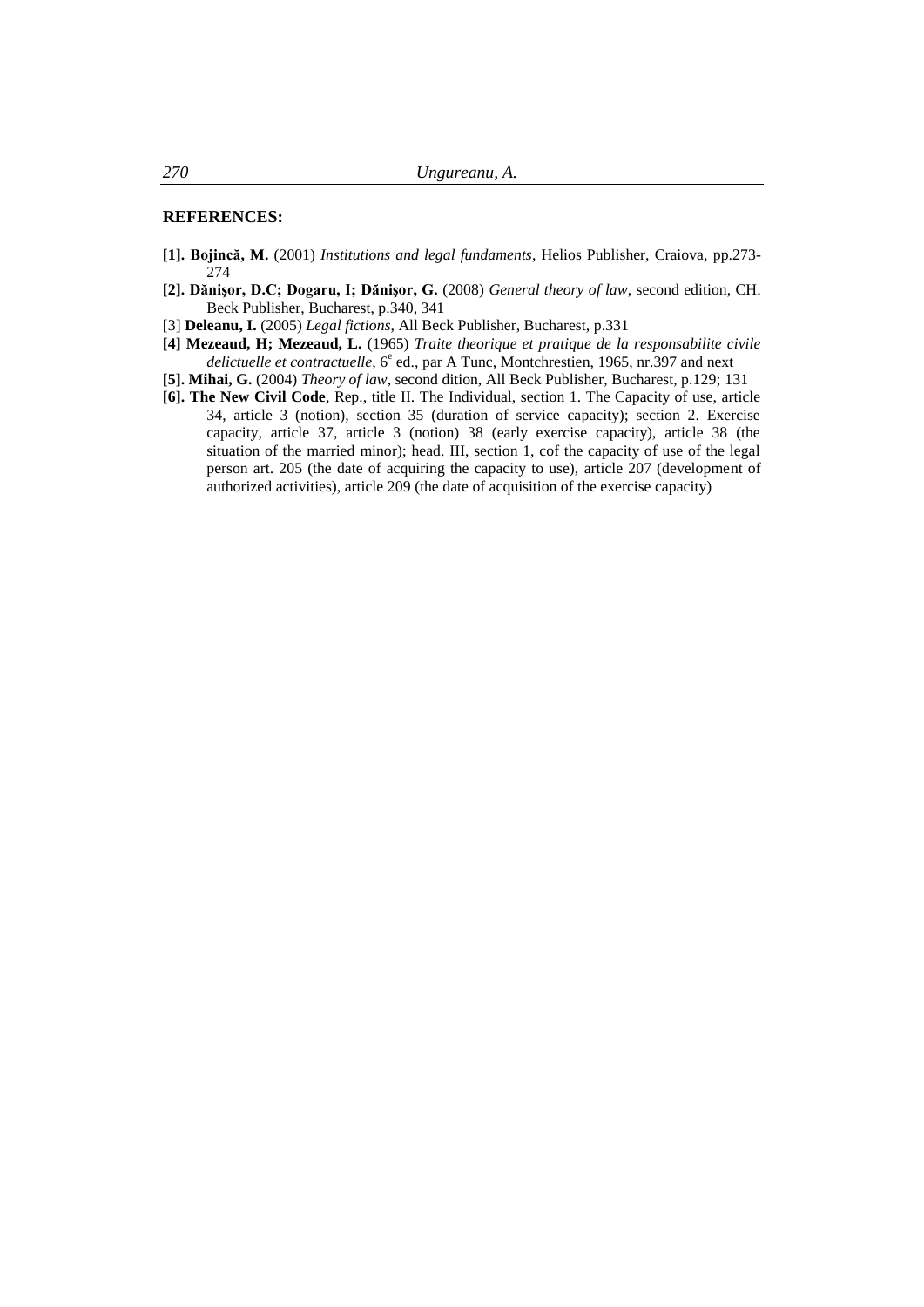**REFERENCES:**

**[1]. Bojincă, M.** (2001) *Institutions and legal fundaments*, Helios Publisher, Craiova, pp.273-274

**[2]. Dănişor, D.C; Dogaru, I; Dănişor, G.** (2008) *General theory of law*, second edition, CH. Beck Publisher, Bucharest, p.340, 341

[3] **Deleanu, I.** (2005) *Legal fictions*, All Beck Publisher, Bucharest, p.331

**[4] Mezeaud, H; Mezeaud, L.** (1965) *Traite theorique et pratique de la responsabilite civile delictuelle et contractuelle*, 6e ed., par A Tunc, Montchrestien, 1965, nr.397 and next

**[5]. Mihai, G.** (2004) *Theory of law*, second dition, All Beck Publisher, Bucharest, p.129; 131

**[6]. The New Civil Code**, Rep., title II. The Individual, section 1. The Capacity of use, article 34, article 3 (notion), section 35 (duration of service capacity); section 2. Exercise capacity, article 37, article 3 (notion) 38 (early exercise capacity), article 38 (the situation of the married minor); head. III, section 1, cof the capacity of use of the legal person art. 205 (the date of acquiring the capacity to use), article 207 (development of authorized activities), article 209 (the date of acquisition of the exercise capacity)